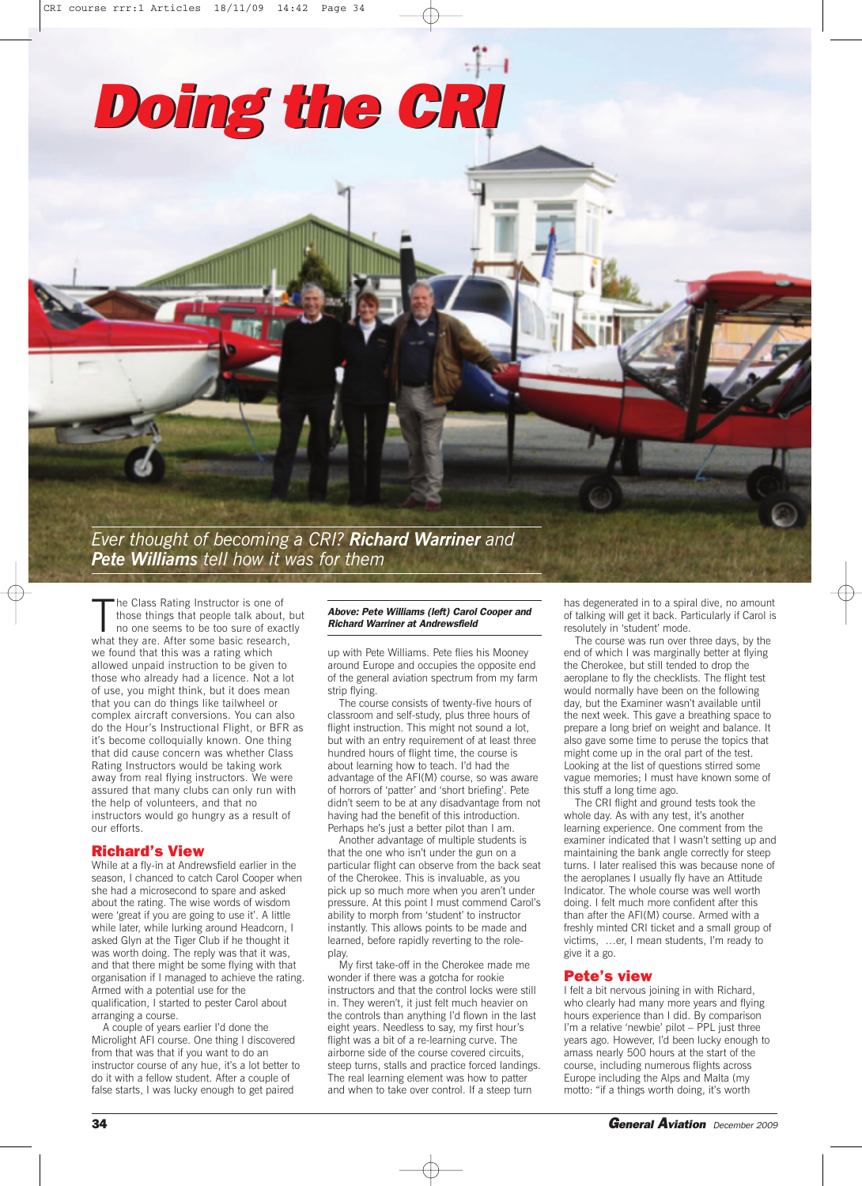# Doing the CRI

*Ever thought of becoming a CRI? **Richard Warriner** and **Pete Williams** tell how it was for them*

***Above: Pete Williams (left) Carol Cooper and Richard Warriner at Andrewsfield***

The Class Rating Instructor is one of those things that people talk about, but no one seems to be too sure of exactly what they are. After some basic research, we found that this was a rating which allowed unpaid instruction to be given to those who already had a licence. Not a lot of use, you might think, but it does mean that you can do things like tailwheel or complex aircraft conversions. You can also do the Hour's Instructional Flight, or BFR as it's become colloquially known. One thing that did cause concern was whether Class Rating Instructors would be taking work away from real flying instructors. We were assured that many clubs can only run with the help of volunteers, and that no instructors would go hungry as a result of our efforts.

## Richard's View

While at a fly-in at Andrewsfield earlier in the season, I chanced to catch Carol Cooper when she had a microsecond to spare and asked about the rating. The wise words of wisdom were 'great if you are going to use it'. A little while later, while lurking around Headcorn, I asked Glyn at the Tiger Club if he thought it was worth doing. The reply was that it was, and that there might be some flying with that organisation if I managed to achieve the rating. Armed with a potential use for the qualification, I started to pester Carol about arranging a course.

A couple of years earlier I'd done the Microlight AFI course. One thing I discovered from that was that if you want to do an instructor course of any hue, it's a lot better to do it with a fellow student. After a couple of false starts, I was lucky enough to get paired up with Pete Williams. Pete flies his Mooney around Europe and occupies the opposite end of the general aviation spectrum from my farm strip flying.

The course consists of twenty-five hours of classroom and self-study, plus three hours of flight instruction. This might not sound a lot, but with an entry requirement of at least three hundred hours of flight time, the course is about learning how to teach. I'd had the advantage of the AFI(M) course, so was aware of horrors of 'patter' and 'short briefing'. Pete didn't seem to be at any disadvantage from not having had the benefit of this introduction. Perhaps he's just a better pilot than I am.

Another advantage of multiple students is that the one who isn't under the gun on a particular flight can observe from the back seat of the Cherokee. This is invaluable, as you pick up so much more when you aren't under pressure. At this point I must commend Carol's ability to morph from 'student' to instructor instantly. This allows points to be made and learned, before rapidly reverting to the role-play.

My first take-off in the Cherokee made me wonder if there was a gotcha for rookie instructors and that the control locks were still in. They weren't, it just felt much heavier on the controls than anything I'd flown in the last eight years. Needless to say, my first hour's flight was a bit of a re-learning curve. The airborne side of the course covered circuits, steep turns, stalls and practice forced landings. The real learning element was how to patter and when to take over control. If a steep turn has degenerated in to a spiral dive, no amount of talking will get it back. Particularly if Carol is resolutely in 'student' mode.

The course was run over three days, by the end of which I was marginally better at flying the Cherokee, but still tended to drop the aeroplane to fly the checklists. The flight test would normally have been on the following day, but the Examiner wasn't available until the next week. This gave a breathing space to prepare a long brief on weight and balance. It also gave some time to peruse the topics that might come up in the oral part of the test. Looking at the list of questions stirred some vague memories; I must have known some of this stuff a long time ago.

The CRI flight and ground tests took the whole day. As with any test, it's another learning experience. One comment from the examiner indicated that I wasn't setting up and maintaining the bank angle correctly for steep turns. I later realised this was because none of the aeroplanes I usually fly have an Attitude Indicator. The whole course was well worth doing. I felt much more confident after this than after the AFI(M) course. Armed with a freshly minted CRI ticket and a small group of victims, …er, I mean students, I'm ready to give it a go.

## Pete's view

I felt a bit nervous joining in with Richard, who clearly had many more years and flying hours experience than I did. By comparison I'm a relative 'newbie' pilot – PPL just three years ago. However, I'd been lucky enough to amass nearly 500 hours at the start of the course, including numerous flights across Europe including the Alps and Malta (my motto: "if a things worth doing, it's worth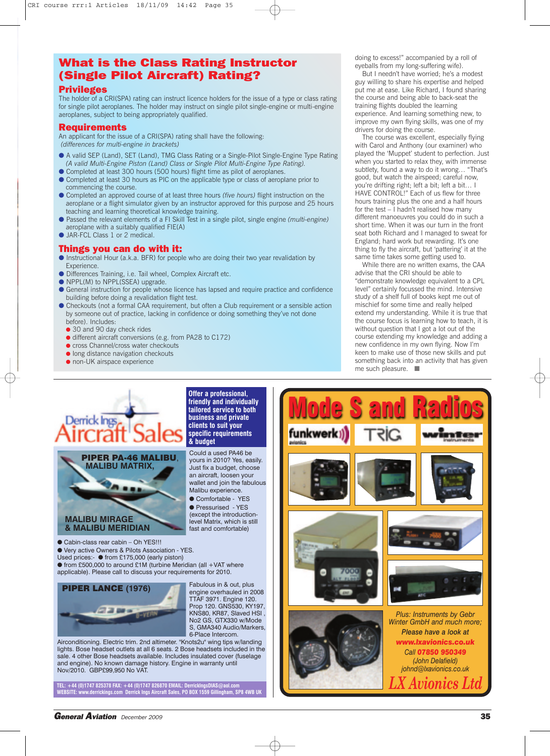## What is the Class Rating Instructor (Single Pilot Aircraft) Rating?

### Privileges

The holder of a CRI(SPA) rating can instruct licence holders for the issue of a type or class rating for single pilot aeroplanes. The holder may instruct on single pilot single-engine or multi-engine aeroplanes, subject to being appropriately qualified.

### Requirements

An applicant for the issue of a CRI(SPA) rating shall have the following:
*(differences for multi-engine in brackets)*

- A valid SEP (Land), SET (Land), TMG Class Rating or a Single-Pilot Single-Engine Type Rating *(A valid Multi-Engine Piston (Land) Class or Single Pilot Multi-Engine Type Rating).*
- Completed at least 300 hours (500 hours) flight time as pilot of aeroplanes.
- Completed at least 30 hours as PIC on the applicable type or class of aeroplane prior to commencing the course.
- Completed an approved course of at least three hours *(five hours)* flight instruction on the aeroplane or a flight simulator given by an instructor approved for this purpose and 25 hours teaching and learning theoretical knowledge training.
- Passed the relevant elements of a FI Skill Test in a single pilot, single engine *(multi-engine)* aeroplane with a suitably qualified FIE(A)
- JAR-FCL Class 1 or 2 medical.

### Things you can do with it:

- Instructional Hour (a.k.a. BFR) for people who are doing their two year revalidation by Experience.
- Differences Training, i.e. Tail wheel, Complex Aircraft etc.
- NPPL(M) to NPPL(SSEA) upgrade.
- General instruction for people whose licence has lapsed and require practice and confidence building before doing a revalidation flight test.
- Checkouts (not a formal CAA requirement, but often a Club requirement or a sensible action by someone out of practice, lacking in confidence or doing something they've not done before). Includes:
  - 30 and 90 day check rides
  - different aircraft conversions (e.g. from PA28 to C172)
  - cross Channel/cross water checkouts
  - long distance navigation checkouts
  - non-UK airspace experience

doing to excess!" accompanied by a roll of eyeballs from my long-suffering wife).

But I needn't have worried; he's a modest guy willing to share his expertise and helped put me at ease. Like Richard, I found sharing the course and being able to back-seat the training flights doubled the learning experience. And learning something new, to improve my own flying skills, was one of my drivers for doing the course.

The course was excellent, especially flying with Carol and Anthony (our examiner) who played the 'Muppet' student to perfection. Just when you started to relax they, with immense subtlety, found a way to do it wrong… "That's good, but watch the airspeed; careful now, you're drifting right; left a bit; left a bit… I HAVE CONTROL!" Each of us flew for three hours training plus the one and a half hours for the test – I hadn't realised how many different manoeuvres you could do in such a short time. When it was our turn in the front seat both Richard and I managed to sweat for England; hard work but rewarding. It's one thing to fly the aircraft, but 'pattering' it at the same time takes some getting used to.

While there are no written exams, the CAA advise that the CRI should be able to "demonstrate knowledge equivalent to a CPL level" certainly focussed the mind. Intensive study of a shelf full of books kept me out of mischief for some time and really helped extend my understanding. While it is true that the course focus is learning how to teach, it is without question that I got a lot out of the course extending my knowledge and adding a new confidence in my own flying. Now I'm keen to make use of those new skills and put something back into an activity that has given me such pleasure. ■

---

**Derrick Ings Aircraft Sales**

**Offer a professional, friendly and individually tailored service to both business and private clients to suit your specific requirements & budget**

**PIPER PA-46 MALIBU, MALIBU MATRIX, MALIBU MIRAGE & MALIBU MERIDIAN**

Could a used PA46 be yours in 2010? Yes, easily. Just fix a budget, choose an aircraft, loosen your wallet and join the fabulous Malibu experience.

- Comfortable - YES
- Pressurised - YES (except the introduction-level Matrix, which is still fast and comfortable)
- Cabin-class rear cabin – Oh YES!!!
- Very active Owners & Pilots Association - YES.

Used prices:- ● from £175,000 (early piston)
● from £500,000 to around £1M (turbine Meridian (all +VAT where applicable). Please call to discuss your requirements for 2010.

**PIPER LANCE (1976)**

Fabulous in & out, plus engine overhauled in 2008 TTAF 3971. Engine 120. Prop 120. GNS530, KY197, KNS80, KR87, Slaved HSI , No2 GS, GTX330 w/Mode S, GMA340 Audio/Markers, 6-Place Intercom. Airconditioning. Electric trim. 2nd altimeter. "Knots2u" wing tips w/landing lights. Bose headset outlets at all 6 seats. 2 Bose headsets included in the sale. 4 other Bose headsets available. Includes insulated cover (fuselage and engine). No known damage history. Engine in warranty until Nov/2010. GBP£99,950 No VAT.

TEL: +44 (0)1747 825378 FAX: +44 (0)1747 826870 EMAIL: DerrickIngsDIAS@aol.com
WEBSITE: www.derrickings.com Derrick Ings Aircraft Sales, PO BOX 1559 Gillingham, SP8 4WB UK

---

**Mode S and Radios**

funkwerk avionics | TRIG | winter instruments

*Plus: Instruments by Gebr Winter GmbH and much more;*
*Please have a look at*
***www.lxavionics.co.uk***
*Call **07850 950349***
*(John Delafield)*
*johnd@lxavionics.co.uk*

**LX Avionics Ltd**